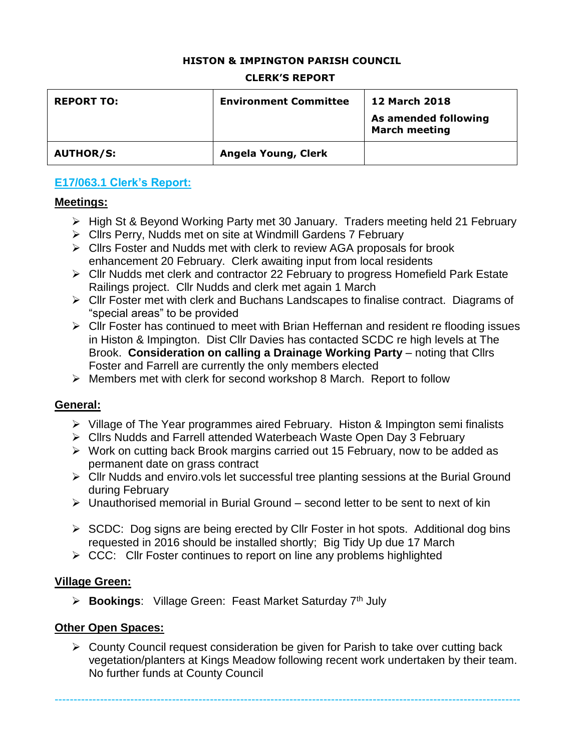**HISTON & IMPINGTON PARISH COUNCIL**

**CLERK'S REPORT**

| REPORT TO: | Environment Committee | 12 March 2018<br>As amended following March meeting |
|---|---|---|
| AUTHOR/S: | Angela Young, Clerk | |

## E17/063.1 Clerk's Report:

### Meetings:

- High St & Beyond Working Party met 30 January. Traders meeting held 21 February
- Cllrs Perry, Nudds met on site at Windmill Gardens 7 February
- Cllrs Foster and Nudds met with clerk to review AGA proposals for brook enhancement 20 February. Clerk awaiting input from local residents
- Cllr Nudds met clerk and contractor 22 February to progress Homefield Park Estate Railings project. Cllr Nudds and clerk met again 1 March
- Cllr Foster met with clerk and Buchans Landscapes to finalise contract. Diagrams of "special areas" to be provided
- Cllr Foster has continued to meet with Brian Heffernan and resident re flooding issues in Histon & Impington. Dist Cllr Davies has contacted SCDC re high levels at The Brook. **Consideration on calling a Drainage Working Party** – noting that Cllrs Foster and Farrell are currently the only members elected
- Members met with clerk for second workshop 8 March. Report to follow

### General:

- Village of The Year programmes aired February. Histon & Impington semi finalists
- Cllrs Nudds and Farrell attended Waterbeach Waste Open Day 3 February
- Work on cutting back Brook margins carried out 15 February, now to be added as permanent date on grass contract
- Cllr Nudds and enviro.vols let successful tree planting sessions at the Burial Ground during February
- Unauthorised memorial in Burial Ground – second letter to be sent to next of kin
- SCDC: Dog signs are being erected by Cllr Foster in hot spots. Additional dog bins requested in 2016 should be installed shortly; Big Tidy Up due 17 March
- CCC: Cllr Foster continues to report on line any problems highlighted

### Village Green:

- **Bookings**: Village Green: Feast Market Saturday 7th July

### Other Open Spaces:

- County Council request consideration be given for Parish to take over cutting back vegetation/planters at Kings Meadow following recent work undertaken by their team. No further funds at County Council

---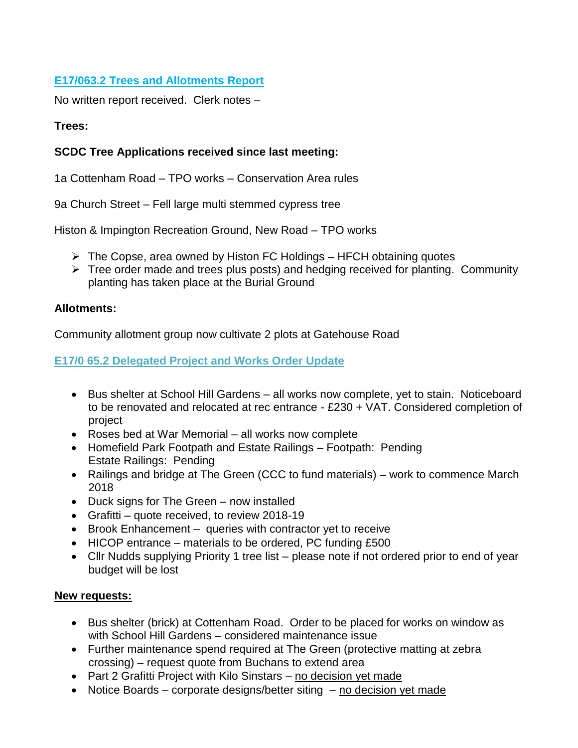## E17/063.2 Trees and Allotments Report

No written report received. Clerk notes –

**Trees:**

**SCDC Tree Applications received since last meeting:**

1a Cottenham Road – TPO works – Conservation Area rules

9a Church Street – Fell large multi stemmed cypress tree

Histon & Impington Recreation Ground, New Road – TPO works

- The Copse, area owned by Histon FC Holdings – HFCH obtaining quotes
- Tree order made and trees plus posts) and hedging received for planting. Community planting has taken place at the Burial Ground

**Allotments:**

Community allotment group now cultivate 2 plots at Gatehouse Road

## E17/0 65.2 Delegated Project and Works Order Update

- Bus shelter at School Hill Gardens – all works now complete, yet to stain. Noticeboard to be renovated and relocated at rec entrance - £230 + VAT. Considered completion of project
- Roses bed at War Memorial – all works now complete
- Homefield Park Footpath and Estate Railings – Footpath: Pending
  Estate Railings: Pending
- Railings and bridge at The Green (CCC to fund materials) – work to commence March 2018
- Duck signs for The Green – now installed
- Grafitti – quote received, to review 2018-19
- Brook Enhancement – queries with contractor yet to receive
- HICOP entrance – materials to be ordered, PC funding £500
- Cllr Nudds supplying Priority 1 tree list – please note if not ordered prior to end of year budget will be lost

**New requests:**

- Bus shelter (brick) at Cottenham Road. Order to be placed for works on window as with School Hill Gardens – considered maintenance issue
- Further maintenance spend required at The Green (protective matting at zebra crossing) – request quote from Buchans to extend area
- Part 2 Grafitti Project with Kilo Sinstars – no decision yet made
- Notice Boards – corporate designs/better siting – no decision yet made